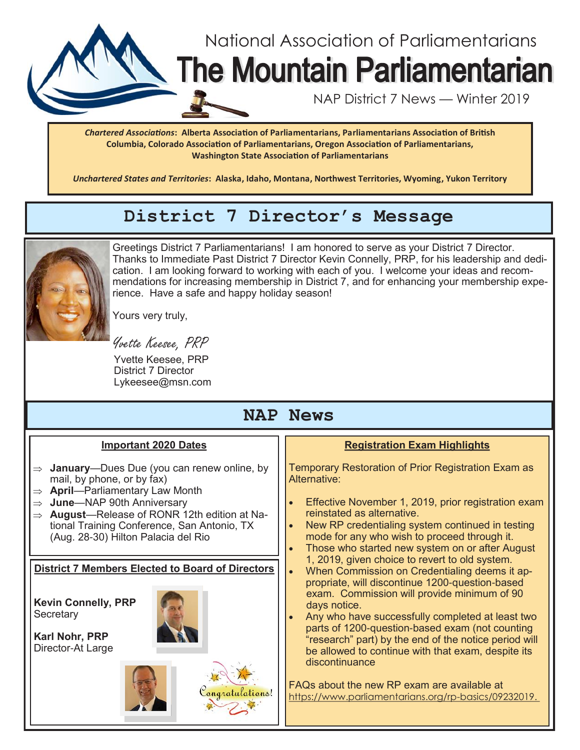National Association of Parliamentarians

# The Mountain Parliamentarian

NAP District 7 News — Winter 2019

***Chartered Associations*: Alberta Association of Parliamentarians, Parliamentarians Association of British Columbia, Colorado Association of Parliamentarians, Oregon Association of Parliamentarians, Washington State Association of Parliamentarians**

***Unchartered States and Territories*: Alaska, Idaho, Montana, Northwest Territories, Wyoming, Yukon Territory**

## District 7 Director's Message

Greetings District 7 Parliamentarians! I am honored to serve as your District 7 Director. Thanks to Immediate Past District 7 Director Kevin Connelly, PRP, for his leadership and dedication. I am looking forward to working with each of you. I welcome your ideas and recommendations for increasing membership in District 7, and for enhancing your membership experience. Have a safe and happy holiday season!

Yours very truly,

*Yvette Keesee, PRP*

Yvette Keesee, PRP
District 7 Director
Lykeesee@msn.com

## NAP News

### Important 2020 Dates

- **January**—Dues Due (you can renew online, by mail, by phone, or by fax)
- **April**—Parliamentary Law Month
- **June**—NAP 90th Anniversary
- **August**—Release of RONR 12th edition at National Training Conference, San Antonio, TX (Aug. 28-30) Hilton Palacia del Rio

### District 7 Members Elected to Board of Directors

**Kevin Connelly, PRP**
Secretary

**Karl Nohr, PRP**
Director-At Large

Congratulations!

### Registration Exam Highlights

Temporary Restoration of Prior Registration Exam as Alternative:

- Effective November 1, 2019, prior registration exam reinstated as alternative.
- New RP credentialing system continued in testing mode for any who wish to proceed through it.
- Those who started new system on or after August 1, 2019, given choice to revert to old system.
- When Commission on Credentialing deems it appropriate, will discontinue 1200-question-based exam. Commission will provide minimum of 90 days notice.
- Any who have successfully completed at least two parts of 1200-question-based exam (not counting "research" part) by the end of the notice period will be allowed to continue with that exam, despite its discontinuance

FAQs about the new RP exam are available at https://www.parliamentarians.org/rp-basics/09232019.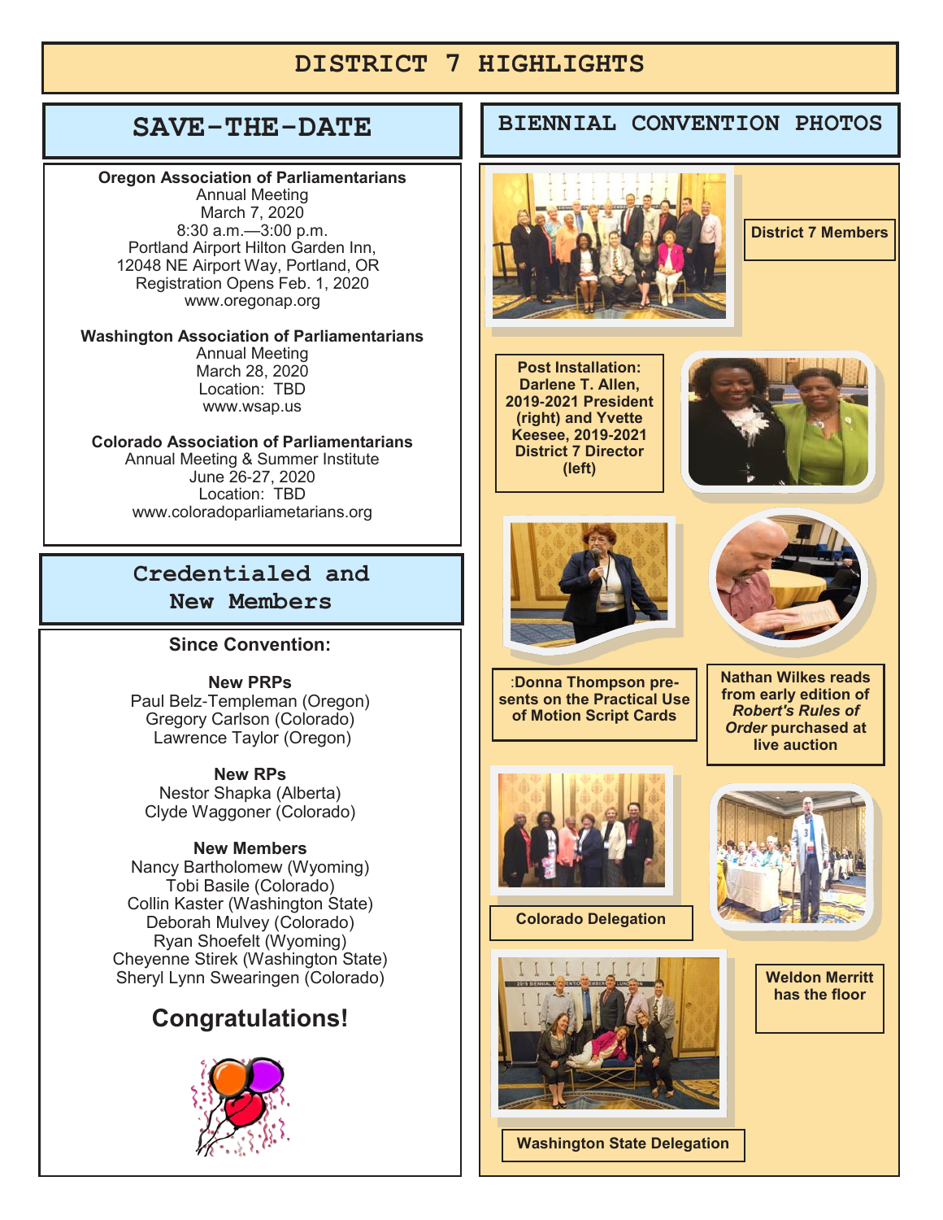# DISTRICT 7 HIGHLIGHTS

## SAVE-THE-DATE

**Oregon Association of Parliamentarians**
Annual Meeting
March 7, 2020
8:30 a.m.—3:00 p.m.
Portland Airport Hilton Garden Inn,
12048 NE Airport Way, Portland, OR
Registration Opens Feb. 1, 2020
www.oregonap.org

**Washington Association of Parliamentarians**
Annual Meeting
March 28, 2020
Location: TBD
www.wsap.us

**Colorado Association of Parliamentarians**
Annual Meeting & Summer Institute
June 26-27, 2020
Location: TBD
www.coloradoparliametarians.org

## Credentialed and New Members

**Since Convention:**

**New PRPs**
Paul Belz-Templeman (Oregon)
Gregory Carlson (Colorado)
Lawrence Taylor (Oregon)

**New RPs**
Nestor Shapka (Alberta)
Clyde Waggoner (Colorado)

**New Members**
Nancy Bartholomew (Wyoming)
Tobi Basile (Colorado)
Collin Kaster (Washington State)
Deborah Mulvey (Colorado)
Ryan Shoefelt (Wyoming)
Cheyenne Stirek (Washington State)
Sheryl Lynn Swearingen (Colorado)

## Congratulations!

## BIENNIAL CONVENTION PHOTOS

**District 7 Members**

**Post Installation: Darlene T. Allen, 2019-2021 President (right) and Yvette Keesee, 2019-2021 District 7 Director (left)**

**:Donna Thompson presents on the Practical Use of Motion Script Cards**

**Nathan Wilkes reads from early edition of *Robert's Rules of Order* purchased at live auction**

**Colorado Delegation**

**Weldon Merritt has the floor**

**Washington State Delegation**